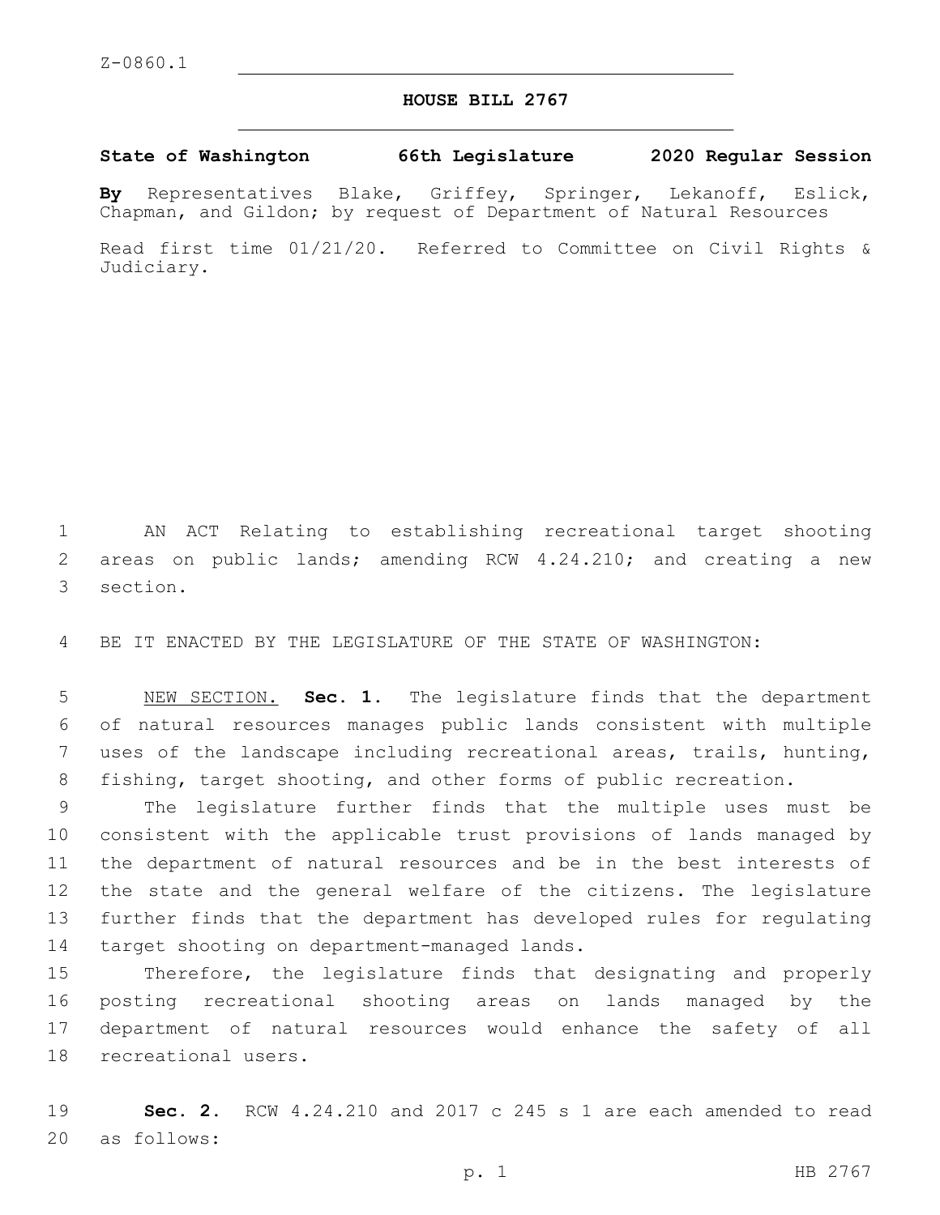Z-0860.1

# HOUSE BILL 2767

**State of Washington 66th Legislature 2020 Regular Session**

**By** Representatives Blake, Griffey, Springer, Lekanoff, Eslick, Chapman, and Gildon; by request of Department of Natural Resources

Read first time 01/21/20. Referred to Committee on Civil Rights & Judiciary.

AN ACT Relating to establishing recreational target shooting areas on public lands; amending RCW 4.24.210; and creating a new section.

BE IT ENACTED BY THE LEGISLATURE OF THE STATE OF WASHINGTON:

NEW SECTION. **Sec. 1.** The legislature finds that the department of natural resources manages public lands consistent with multiple uses of the landscape including recreational areas, trails, hunting, fishing, target shooting, and other forms of public recreation.

The legislature further finds that the multiple uses must be consistent with the applicable trust provisions of lands managed by the department of natural resources and be in the best interests of the state and the general welfare of the citizens. The legislature further finds that the department has developed rules for regulating target shooting on department-managed lands.

Therefore, the legislature finds that designating and properly posting recreational shooting areas on lands managed by the department of natural resources would enhance the safety of all recreational users.

**Sec. 2.** RCW 4.24.210 and 2017 c 245 s 1 are each amended to read as follows: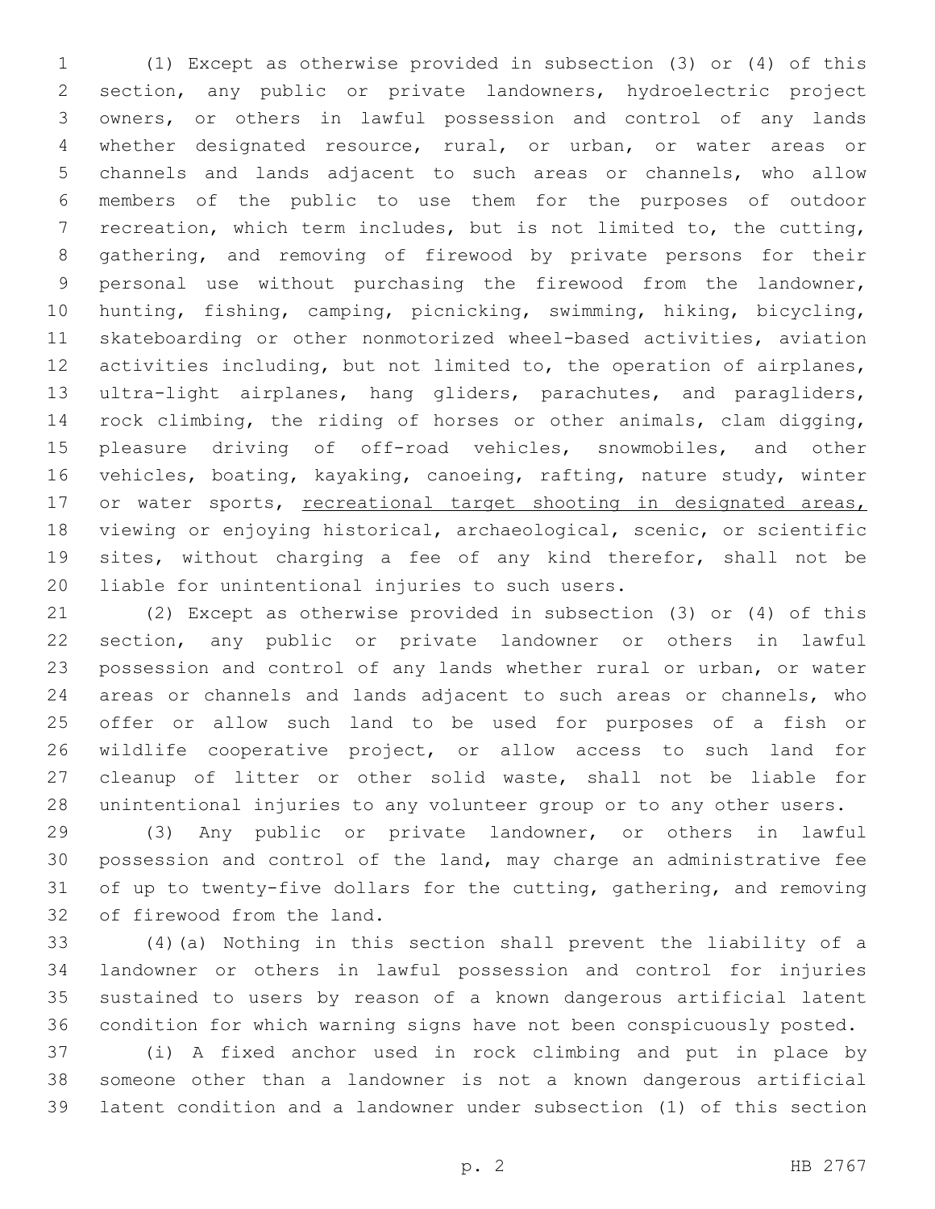(1) Except as otherwise provided in subsection (3) or (4) of this section, any public or private landowners, hydroelectric project owners, or others in lawful possession and control of any lands whether designated resource, rural, or urban, or water areas or channels and lands adjacent to such areas or channels, who allow members of the public to use them for the purposes of outdoor recreation, which term includes, but is not limited to, the cutting, gathering, and removing of firewood by private persons for their personal use without purchasing the firewood from the landowner, hunting, fishing, camping, picnicking, swimming, hiking, bicycling, skateboarding or other nonmotorized wheel-based activities, aviation activities including, but not limited to, the operation of airplanes, ultra-light airplanes, hang gliders, parachutes, and paragliders, rock climbing, the riding of horses or other animals, clam digging, pleasure driving of off-road vehicles, snowmobiles, and other vehicles, boating, kayaking, canoeing, rafting, nature study, winter or water sports, <u>recreational target shooting in designated areas,</u> viewing or enjoying historical, archaeological, scenic, or scientific sites, without charging a fee of any kind therefor, shall not be liable for unintentional injuries to such users.

(2) Except as otherwise provided in subsection (3) or (4) of this section, any public or private landowner or others in lawful possession and control of any lands whether rural or urban, or water areas or channels and lands adjacent to such areas or channels, who offer or allow such land to be used for purposes of a fish or wildlife cooperative project, or allow access to such land for cleanup of litter or other solid waste, shall not be liable for unintentional injuries to any volunteer group or to any other users.

(3) Any public or private landowner, or others in lawful possession and control of the land, may charge an administrative fee of up to twenty-five dollars for the cutting, gathering, and removing of firewood from the land.

(4)(a) Nothing in this section shall prevent the liability of a landowner or others in lawful possession and control for injuries sustained to users by reason of a known dangerous artificial latent condition for which warning signs have not been conspicuously posted.

(i) A fixed anchor used in rock climbing and put in place by someone other than a landowner is not a known dangerous artificial latent condition and a landowner under subsection (1) of this section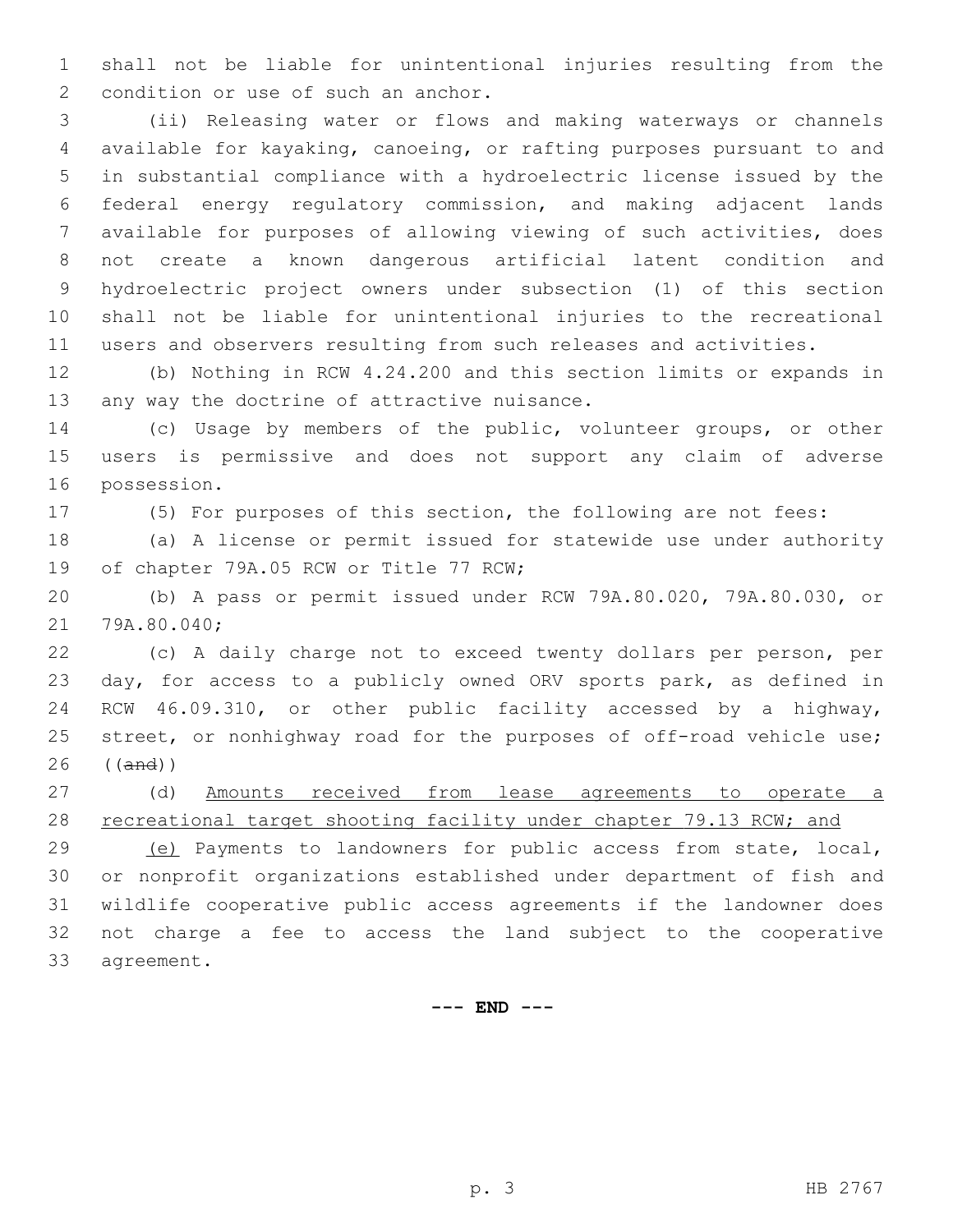shall not be liable for unintentional injuries resulting from the condition or use of such an anchor.

(ii) Releasing water or flows and making waterways or channels available for kayaking, canoeing, or rafting purposes pursuant to and in substantial compliance with a hydroelectric license issued by the federal energy regulatory commission, and making adjacent lands available for purposes of allowing viewing of such activities, does not create a known dangerous artificial latent condition and hydroelectric project owners under subsection (1) of this section shall not be liable for unintentional injuries to the recreational users and observers resulting from such releases and activities.

(b) Nothing in RCW 4.24.200 and this section limits or expands in any way the doctrine of attractive nuisance.

(c) Usage by members of the public, volunteer groups, or other users is permissive and does not support any claim of adverse possession.

(5) For purposes of this section, the following are not fees:

(a) A license or permit issued for statewide use under authority of chapter 79A.05 RCW or Title 77 RCW;

(b) A pass or permit issued under RCW 79A.80.020, 79A.80.030, or 79A.80.040;

(c) A daily charge not to exceed twenty dollars per person, per day, for access to a publicly owned ORV sports park, as defined in RCW 46.09.310, or other public facility accessed by a highway, street, or nonhighway road for the purposes of off-road vehicle use; ((~~and~~))

(d) Amounts received from lease agreements to operate a recreational target shooting facility under chapter 79.13 RCW; and

(e) Payments to landowners for public access from state, local, or nonprofit organizations established under department of fish and wildlife cooperative public access agreements if the landowner does not charge a fee to access the land subject to the cooperative agreement.

**--- END ---**